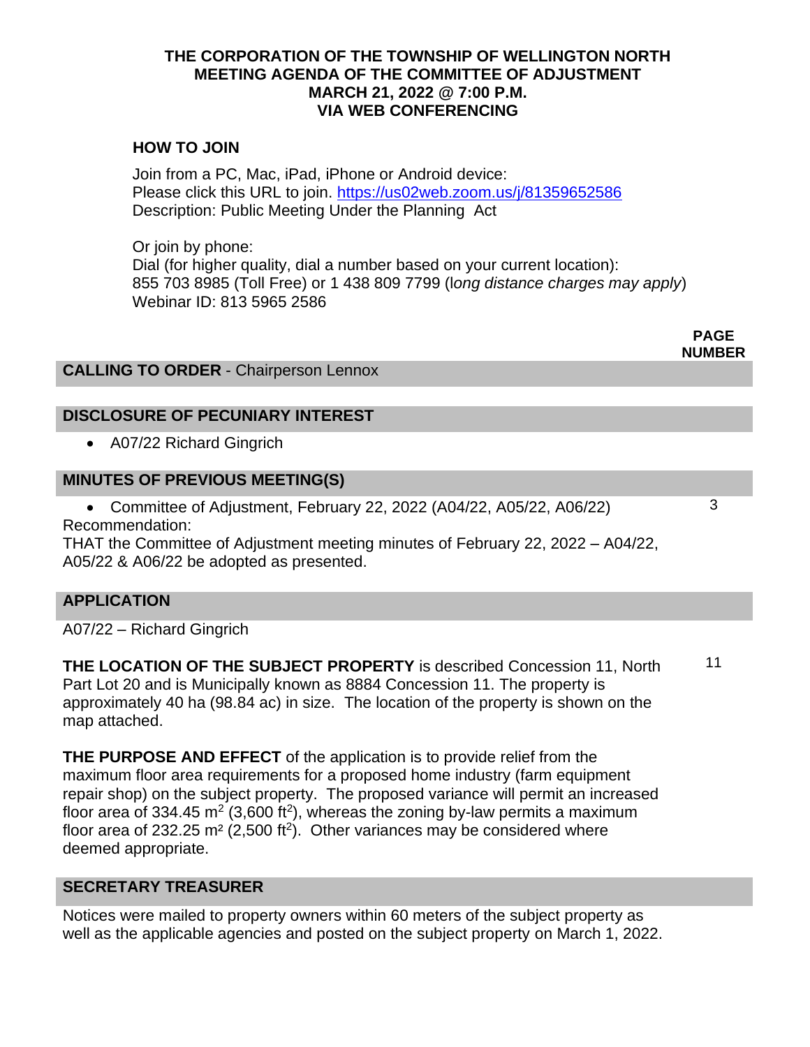**THE CORPORATION OF THE TOWNSHIP OF WELLINGTON NORTH**
**MEETING AGENDA OF THE COMMITTEE OF ADJUSTMENT**
**MARCH 21, 2022 @ 7:00 P.M.**
**VIA WEB CONFERENCING**

### HOW TO JOIN

Join from a PC, Mac, iPad, iPhone or Android device:
Please click this URL to join. https://us02web.zoom.us/j/81359652586
Description: Public Meeting Under the Planning Act

Or join by phone:
Dial (for higher quality, dial a number based on your current location):
855 703 8985 (Toll Free) or 1 438 809 7799 (l*ong distance charges may apply*)
Webinar ID: 813 5965 2586

**PAGE NUMBER**

## CALLING TO ORDER - Chairperson Lennox

## DISCLOSURE OF PECUNIARY INTEREST

- A07/22 Richard Gingrich

## MINUTES OF PREVIOUS MEETING(S)

- Committee of Adjustment, February 22, 2022 (A04/22, A05/22, A06/22) — 3

Recommendation:
THAT the Committee of Adjustment meeting minutes of February 22, 2022 – A04/22, A05/22 & A06/22 be adopted as presented.

## APPLICATION

A07/22 – Richard Gingrich

**THE LOCATION OF THE SUBJECT PROPERTY** is described Concession 11, North Part Lot 20 and is Municipally known as 8884 Concession 11. The property is approximately 40 ha (98.84 ac) in size. The location of the property is shown on the map attached. — 11

**THE PURPOSE AND EFFECT** of the application is to provide relief from the maximum floor area requirements for a proposed home industry (farm equipment repair shop) on the subject property. The proposed variance will permit an increased floor area of 334.45 $m^2$ (3,600 $ft^2$), whereas the zoning by-law permits a maximum floor area of 232.25 $m^2$ (2,500 $ft^2$). Other variances may be considered where deemed appropriate.

## SECRETARY TREASURER

Notices were mailed to property owners within 60 meters of the subject property as well as the applicable agencies and posted on the subject property on March 1, 2022.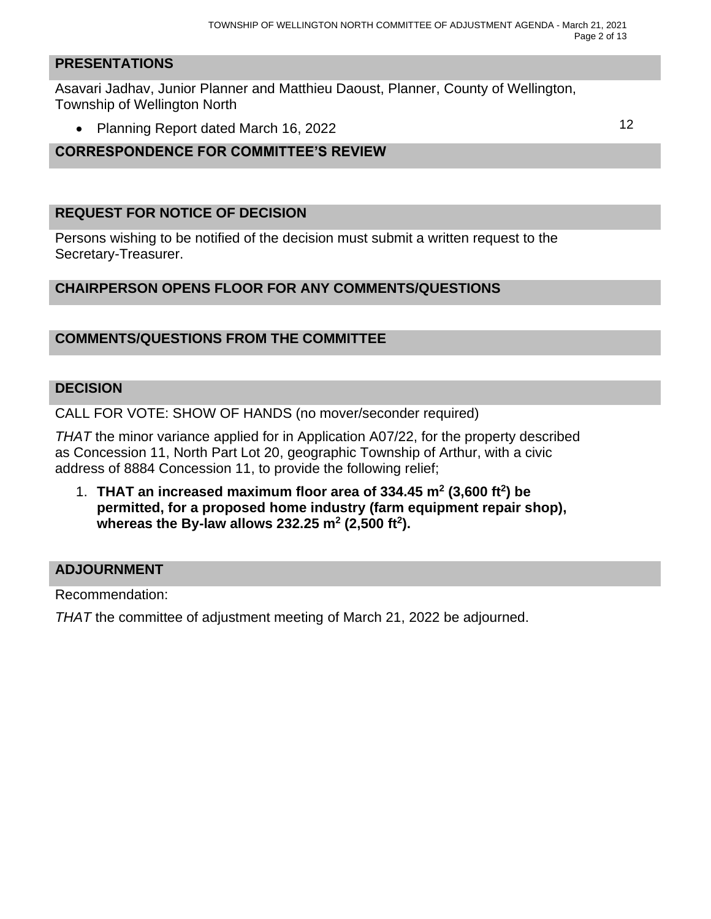## PRESENTATIONS

Asavari Jadhav, Junior Planner and Matthieu Daoust, Planner, County of Wellington, Township of Wellington North

- Planning Report dated March 16, 2022 — 12

## CORRESPONDENCE FOR COMMITTEE'S REVIEW

## REQUEST FOR NOTICE OF DECISION

Persons wishing to be notified of the decision must submit a written request to the Secretary-Treasurer.

## CHAIRPERSON OPENS FLOOR FOR ANY COMMENTS/QUESTIONS

## COMMENTS/QUESTIONS FROM THE COMMITTEE

## DECISION

CALL FOR VOTE: SHOW OF HANDS (no mover/seconder required)

*THAT* the minor variance applied for in Application A07/22, for the property described as Concession 11, North Part Lot 20, geographic Township of Arthur, with a civic address of 8884 Concession 11, to provide the following relief;

1. **THAT an increased maximum floor area of 334.45 $m^2$ (3,600 $ft^2$) be permitted, for a proposed home industry (farm equipment repair shop), whereas the By-law allows 232.25 $m^2$ (2,500 $ft^2$).**

## ADJOURNMENT

Recommendation:

*THAT* the committee of adjustment meeting of March 21, 2022 be adjourned.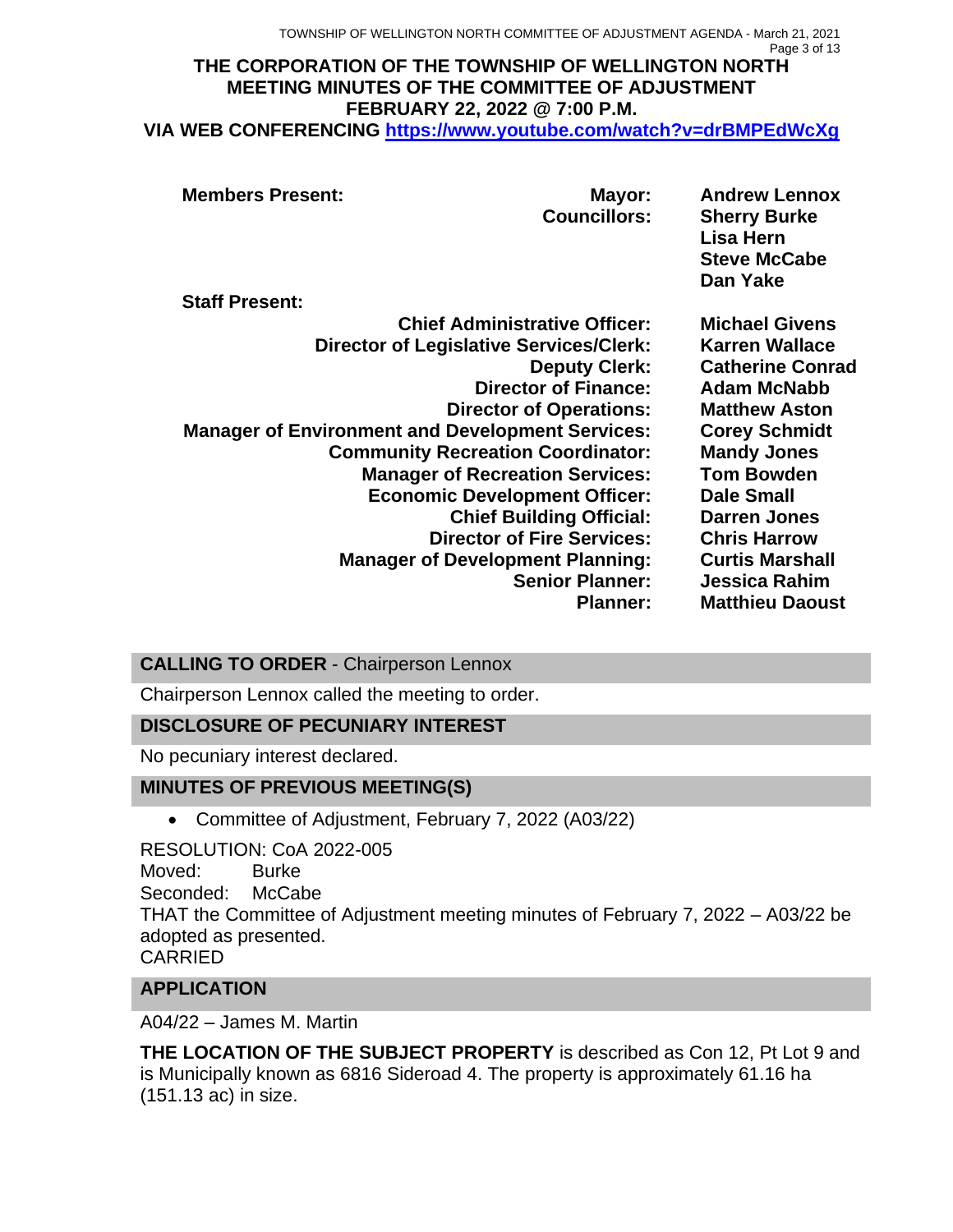# THE CORPORATION OF THE TOWNSHIP OF WELLINGTON NORTH
# MEETING MINUTES OF THE COMMITTEE OF ADJUSTMENT
# FEBRUARY 22, 2022 @ 7:00 P.M.
## VIA WEB CONFERENCING https://www.youtube.com/watch?v=drBMPEdWcXg

| **Members Present:** | **Mayor:** | **Andrew Lennox** |
|---|---|---|
| | **Councillors:** | **Sherry Burke** |
| | | **Lisa Hern** |
| | | **Steve McCabe** |
| | | **Dan Yake** |
| **Staff Present:** | | |
| | **Chief Administrative Officer:** | **Michael Givens** |
| | **Director of Legislative Services/Clerk:** | **Karren Wallace** |
| | **Deputy Clerk:** | **Catherine Conrad** |
| | **Director of Finance:** | **Adam McNabb** |
| | **Director of Operations:** | **Matthew Aston** |
| | **Manager of Environment and Development Services:** | **Corey Schmidt** |
| | **Community Recreation Coordinator:** | **Mandy Jones** |
| | **Manager of Recreation Services:** | **Tom Bowden** |
| | **Economic Development Officer:** | **Dale Small** |
| | **Chief Building Official:** | **Darren Jones** |
| | **Director of Fire Services:** | **Chris Harrow** |
| | **Manager of Development Planning:** | **Curtis Marshall** |
| | **Senior Planner:** | **Jessica Rahim** |
| | **Planner:** | **Matthieu Daoust** |

## CALLING TO ORDER - Chairperson Lennox

Chairperson Lennox called the meeting to order.

## DISCLOSURE OF PECUNIARY INTEREST

No pecuniary interest declared.

## MINUTES OF PREVIOUS MEETING(S)

- Committee of Adjustment, February 7, 2022 (A03/22)

RESOLUTION: CoA 2022-005
Moved: Burke
Seconded: McCabe
THAT the Committee of Adjustment meeting minutes of February 7, 2022 – A03/22 be adopted as presented.
CARRIED

## APPLICATION

A04/22 – James M. Martin

**THE LOCATION OF THE SUBJECT PROPERTY** is described as Con 12, Pt Lot 9 and is Municipally known as 6816 Sideroad 4. The property is approximately 61.16 ha (151.13 ac) in size.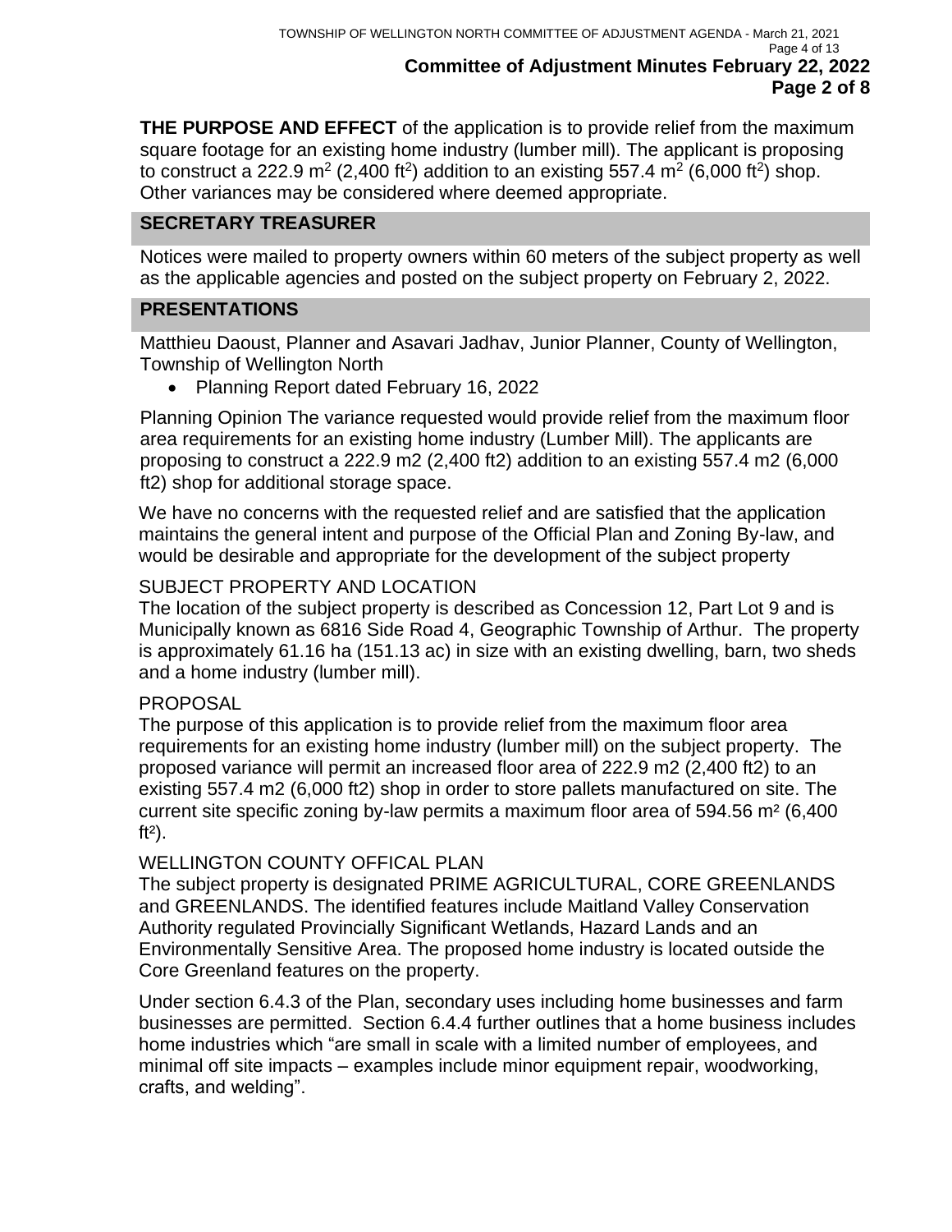**THE PURPOSE AND EFFECT** of the application is to provide relief from the maximum square footage for an existing home industry (lumber mill). The applicant is proposing to construct a 222.9 $m^2$ (2,400 $ft^2$) addition to an existing 557.4 $m^2$ (6,000 $ft^2$) shop. Other variances may be considered where deemed appropriate.

## SECRETARY TREASURER

Notices were mailed to property owners within 60 meters of the subject property as well as the applicable agencies and posted on the subject property on February 2, 2022.

## PRESENTATIONS

Matthieu Daoust, Planner and Asavari Jadhav, Junior Planner, County of Wellington, Township of Wellington North

- Planning Report dated February 16, 2022

Planning Opinion The variance requested would provide relief from the maximum floor area requirements for an existing home industry (Lumber Mill). The applicants are proposing to construct a 222.9 m2 (2,400 ft2) addition to an existing 557.4 m2 (6,000 ft2) shop for additional storage space.

We have no concerns with the requested relief and are satisfied that the application maintains the general intent and purpose of the Official Plan and Zoning By-law, and would be desirable and appropriate for the development of the subject property

SUBJECT PROPERTY AND LOCATION
The location of the subject property is described as Concession 12, Part Lot 9 and is Municipally known as 6816 Side Road 4, Geographic Township of Arthur. The property is approximately 61.16 ha (151.13 ac) in size with an existing dwelling, barn, two sheds and a home industry (lumber mill).

PROPOSAL
The purpose of this application is to provide relief from the maximum floor area requirements for an existing home industry (lumber mill) on the subject property. The proposed variance will permit an increased floor area of 222.9 m2 (2,400 ft2) to an existing 557.4 m2 (6,000 ft2) shop in order to store pallets manufactured on site. The current site specific zoning by-law permits a maximum floor area of 594.56 $m^2$ (6,400 $ft^2$).

WELLINGTON COUNTY OFFICAL PLAN
The subject property is designated PRIME AGRICULTURAL, CORE GREENLANDS and GREENLANDS. The identified features include Maitland Valley Conservation Authority regulated Provincially Significant Wetlands, Hazard Lands and an Environmentally Sensitive Area. The proposed home industry is located outside the Core Greenland features on the property.

Under section 6.4.3 of the Plan, secondary uses including home businesses and farm businesses are permitted. Section 6.4.4 further outlines that a home business includes home industries which "are small in scale with a limited number of employees, and minimal off site impacts – examples include minor equipment repair, woodworking, crafts, and welding".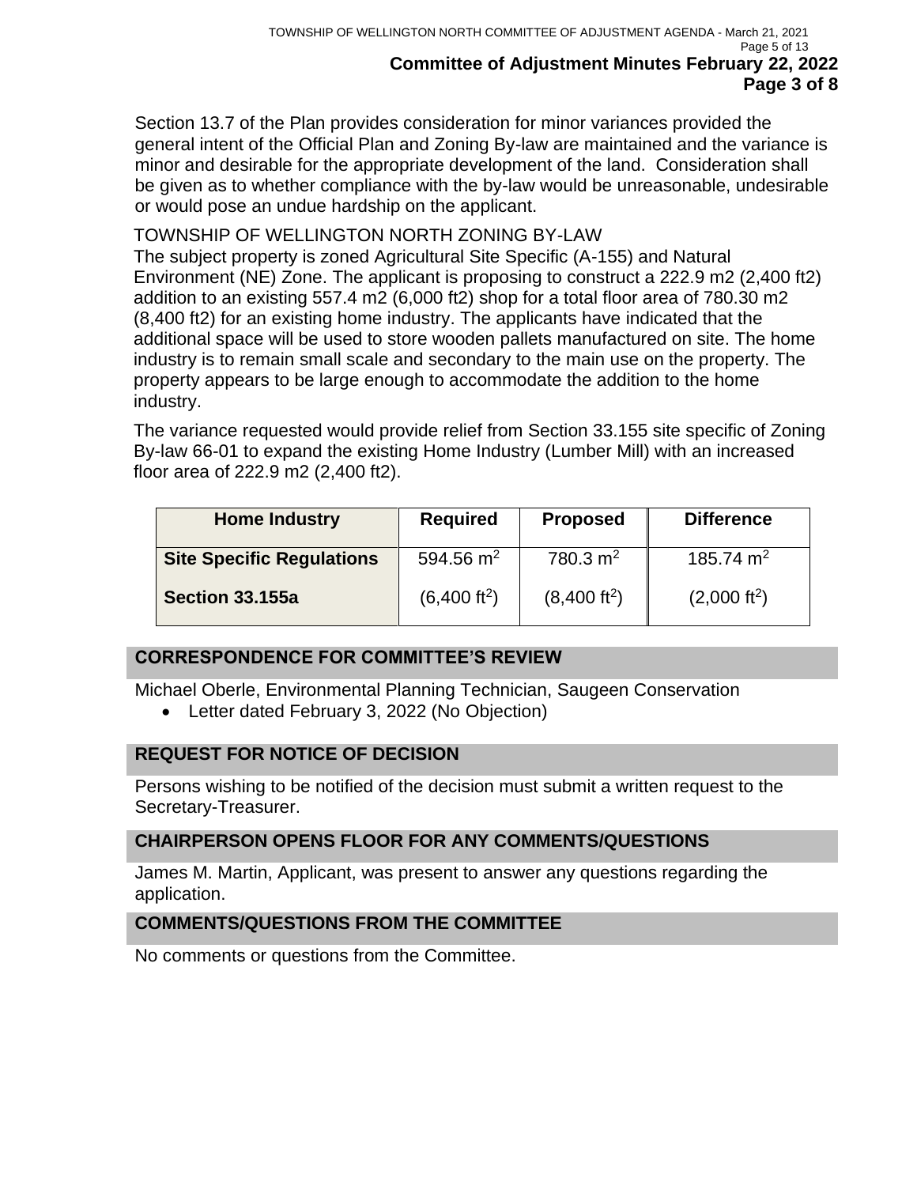Section 13.7 of the Plan provides consideration for minor variances provided the general intent of the Official Plan and Zoning By-law are maintained and the variance is minor and desirable for the appropriate development of the land. Consideration shall be given as to whether compliance with the by-law would be unreasonable, undesirable or would pose an undue hardship on the applicant.

TOWNSHIP OF WELLINGTON NORTH ZONING BY-LAW

The subject property is zoned Agricultural Site Specific (A-155) and Natural Environment (NE) Zone. The applicant is proposing to construct a 222.9 m2 (2,400 ft2) addition to an existing 557.4 m2 (6,000 ft2) shop for a total floor area of 780.30 m2 (8,400 ft2) for an existing home industry. The applicants have indicated that the additional space will be used to store wooden pallets manufactured on site. The home industry is to remain small scale and secondary to the main use on the property. The property appears to be large enough to accommodate the addition to the home industry.

The variance requested would provide relief from Section 33.155 site specific of Zoning By-law 66-01 to expand the existing Home Industry (Lumber Mill) with an increased floor area of 222.9 m2 (2,400 ft2).

| Home Industry | Required | Proposed | Difference |
| --- | --- | --- | --- |
| **Site Specific Regulations** | 594.56 $m^2$ | 780.3 $m^2$ | 185.74 $m^2$ |
| **Section 33.155a** | (6,400 $ft^2$) | (8,400 $ft^2$) | (2,000 $ft^2$) |

## CORRESPONDENCE FOR COMMITTEE'S REVIEW

Michael Oberle, Environmental Planning Technician, Saugeen Conservation

- Letter dated February 3, 2022 (No Objection)

## REQUEST FOR NOTICE OF DECISION

Persons wishing to be notified of the decision must submit a written request to the Secretary-Treasurer.

## CHAIRPERSON OPENS FLOOR FOR ANY COMMENTS/QUESTIONS

James M. Martin, Applicant, was present to answer any questions regarding the application.

## COMMENTS/QUESTIONS FROM THE COMMITTEE

No comments or questions from the Committee.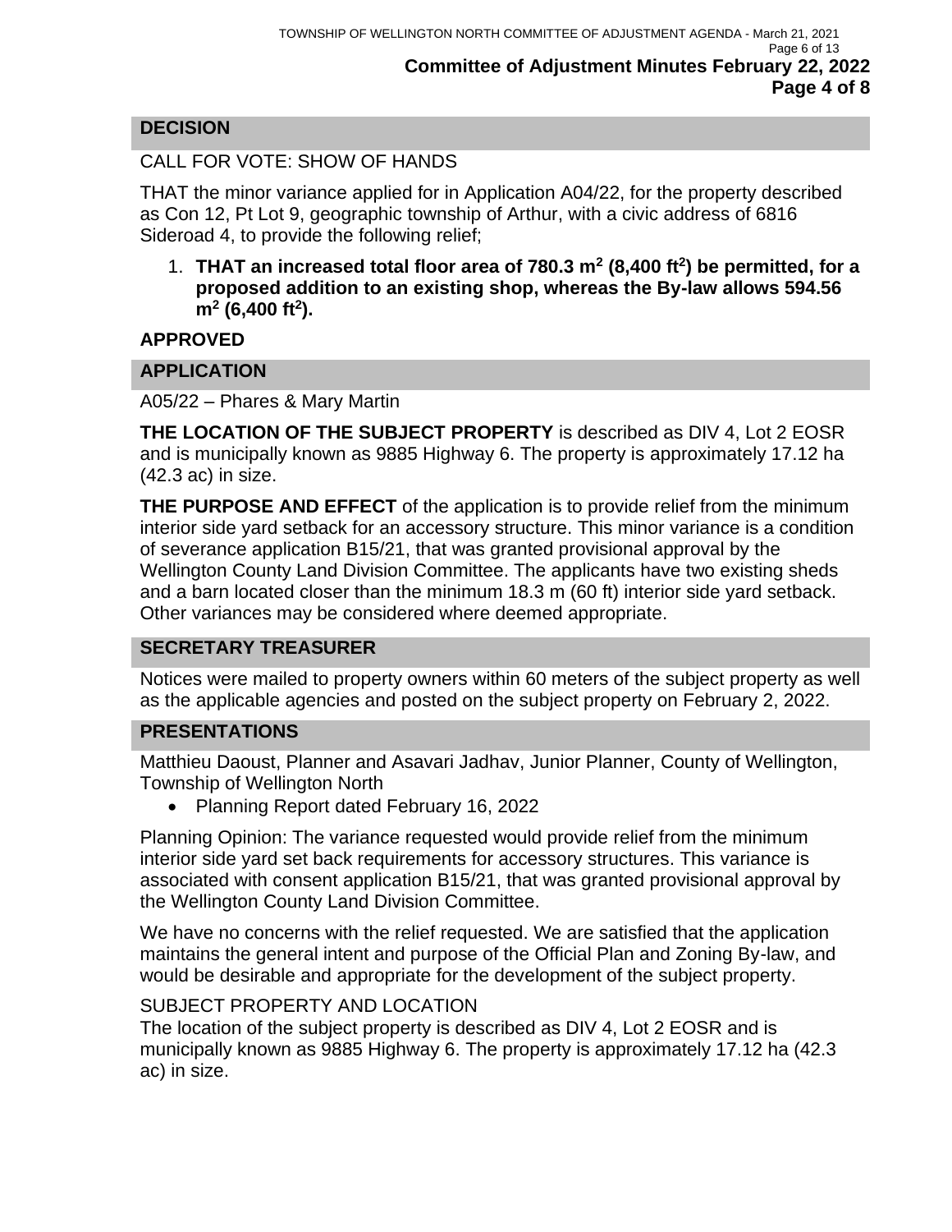## DECISION

CALL FOR VOTE: SHOW OF HANDS

THAT the minor variance applied for in Application A04/22, for the property described as Con 12, Pt Lot 9, geographic township of Arthur, with a civic address of 6816 Sideroad 4, to provide the following relief;

1. **THAT an increased total floor area of 780.3 $m^2$ (8,400 $ft^2$) be permitted, for a proposed addition to an existing shop, whereas the By-law allows 594.56 $m^2$ (6,400 $ft^2$).**

**APPROVED**

## APPLICATION

A05/22 – Phares & Mary Martin

**THE LOCATION OF THE SUBJECT PROPERTY** is described as DIV 4, Lot 2 EOSR and is municipally known as 9885 Highway 6. The property is approximately 17.12 ha (42.3 ac) in size.

**THE PURPOSE AND EFFECT** of the application is to provide relief from the minimum interior side yard setback for an accessory structure. This minor variance is a condition of severance application B15/21, that was granted provisional approval by the Wellington County Land Division Committee. The applicants have two existing sheds and a barn located closer than the minimum 18.3 m (60 ft) interior side yard setback. Other variances may be considered where deemed appropriate.

## SECRETARY TREASURER

Notices were mailed to property owners within 60 meters of the subject property as well as the applicable agencies and posted on the subject property on February 2, 2022.

## PRESENTATIONS

Matthieu Daoust, Planner and Asavari Jadhav, Junior Planner, County of Wellington, Township of Wellington North

- Planning Report dated February 16, 2022

Planning Opinion: The variance requested would provide relief from the minimum interior side yard set back requirements for accessory structures. This variance is associated with consent application B15/21, that was granted provisional approval by the Wellington County Land Division Committee.

We have no concerns with the relief requested. We are satisfied that the application maintains the general intent and purpose of the Official Plan and Zoning By-law, and would be desirable and appropriate for the development of the subject property.

SUBJECT PROPERTY AND LOCATION

The location of the subject property is described as DIV 4, Lot 2 EOSR and is municipally known as 9885 Highway 6. The property is approximately 17.12 ha (42.3 ac) in size.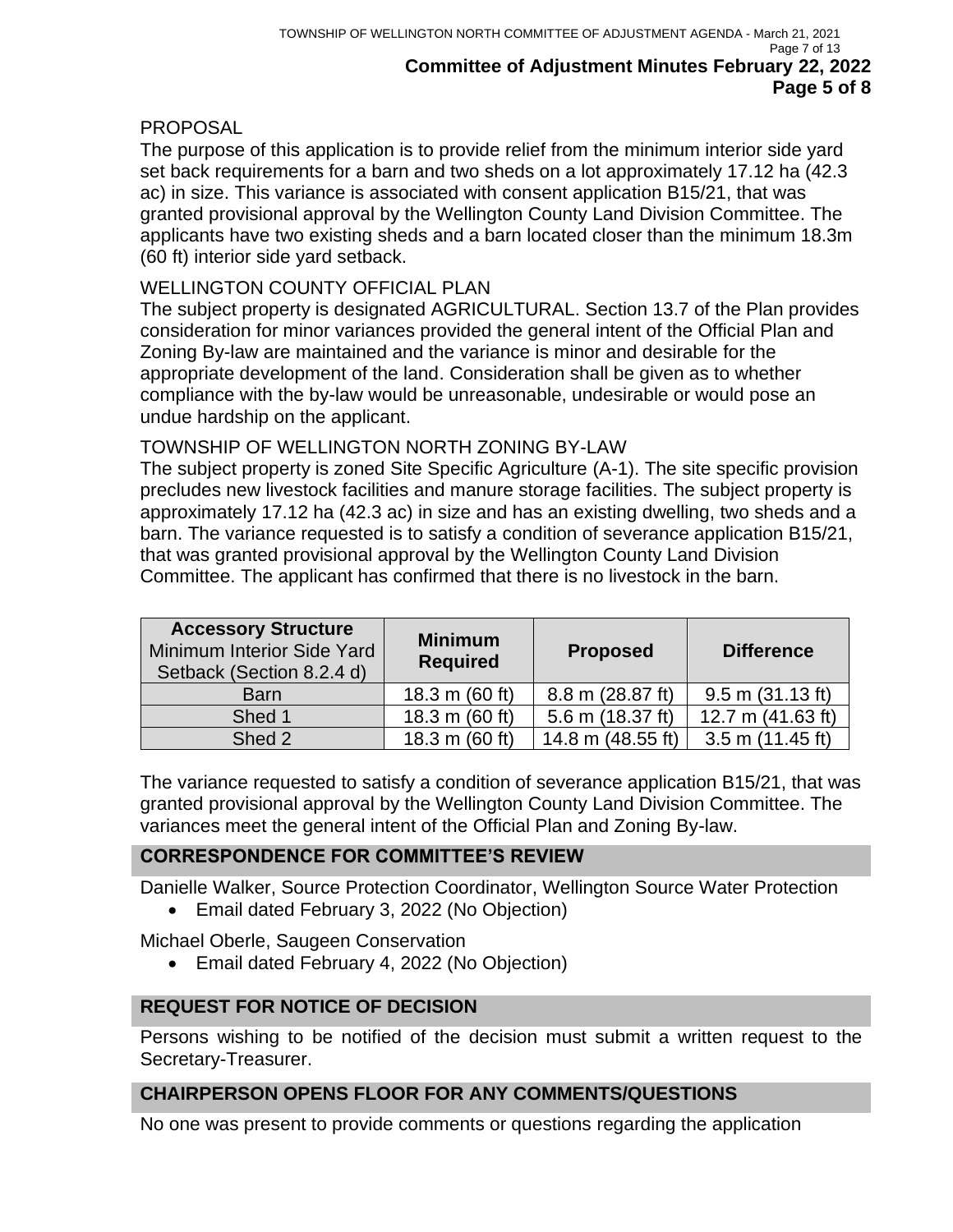PROPOSAL

The purpose of this application is to provide relief from the minimum interior side yard set back requirements for a barn and two sheds on a lot approximately 17.12 ha (42.3 ac) in size. This variance is associated with consent application B15/21, that was granted provisional approval by the Wellington County Land Division Committee. The applicants have two existing sheds and a barn located closer than the minimum 18.3m (60 ft) interior side yard setback.

WELLINGTON COUNTY OFFICIAL PLAN

The subject property is designated AGRICULTURAL. Section 13.7 of the Plan provides consideration for minor variances provided the general intent of the Official Plan and Zoning By-law are maintained and the variance is minor and desirable for the appropriate development of the land. Consideration shall be given as to whether compliance with the by-law would be unreasonable, undesirable or would pose an undue hardship on the applicant.

TOWNSHIP OF WELLINGTON NORTH ZONING BY-LAW

The subject property is zoned Site Specific Agriculture (A-1). The site specific provision precludes new livestock facilities and manure storage facilities. The subject property is approximately 17.12 ha (42.3 ac) in size and has an existing dwelling, two sheds and a barn. The variance requested is to satisfy a condition of severance application B15/21, that was granted provisional approval by the Wellington County Land Division Committee. The applicant has confirmed that there is no livestock in the barn.

| **Accessory Structure** Minimum Interior Side Yard Setback (Section 8.2.4 d) | **Minimum Required** | **Proposed** | **Difference** |
|---|---|---|---|
| Barn | 18.3 m (60 ft) | 8.8 m (28.87 ft) | 9.5 m (31.13 ft) |
| Shed 1 | 18.3 m (60 ft) | 5.6 m (18.37 ft) | 12.7 m (41.63 ft) |
| Shed 2 | 18.3 m (60 ft) | 14.8 m (48.55 ft) | 3.5 m (11.45 ft) |

The variance requested to satisfy a condition of severance application B15/21, that was granted provisional approval by the Wellington County Land Division Committee. The variances meet the general intent of the Official Plan and Zoning By-law.

## CORRESPONDENCE FOR COMMITTEE'S REVIEW

Danielle Walker, Source Protection Coordinator, Wellington Source Water Protection

- Email dated February 3, 2022 (No Objection)

Michael Oberle, Saugeen Conservation

- Email dated February 4, 2022 (No Objection)

## REQUEST FOR NOTICE OF DECISION

Persons wishing to be notified of the decision must submit a written request to the Secretary-Treasurer.

## CHAIRPERSON OPENS FLOOR FOR ANY COMMENTS/QUESTIONS

No one was present to provide comments or questions regarding the application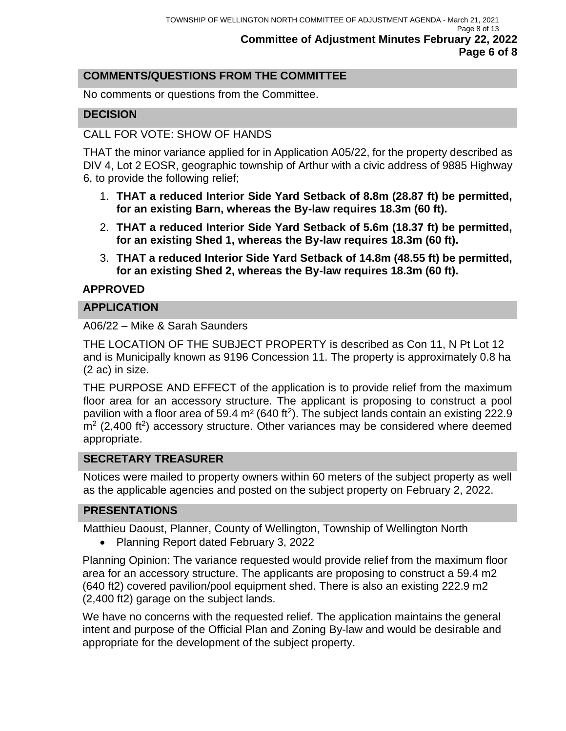## COMMENTS/QUESTIONS FROM THE COMMITTEE

No comments or questions from the Committee.

## DECISION

CALL FOR VOTE: SHOW OF HANDS

THAT the minor variance applied for in Application A05/22, for the property described as DIV 4, Lot 2 EOSR, geographic township of Arthur with a civic address of 9885 Highway 6, to provide the following relief;

1. **THAT a reduced Interior Side Yard Setback of 8.8m (28.87 ft) be permitted, for an existing Barn, whereas the By-law requires 18.3m (60 ft).**
2. **THAT a reduced Interior Side Yard Setback of 5.6m (18.37 ft) be permitted, for an existing Shed 1, whereas the By-law requires 18.3m (60 ft).**
3. **THAT a reduced Interior Side Yard Setback of 14.8m (48.55 ft) be permitted, for an existing Shed 2, whereas the By-law requires 18.3m (60 ft).**

**APPROVED**

## APPLICATION

A06/22 – Mike & Sarah Saunders

THE LOCATION OF THE SUBJECT PROPERTY is described as Con 11, N Pt Lot 12 and is Municipally known as 9196 Concession 11. The property is approximately 0.8 ha (2 ac) in size.

THE PURPOSE AND EFFECT of the application is to provide relief from the maximum floor area for an accessory structure. The applicant is proposing to construct a pool pavilion with a floor area of 59.4 m² (640 ft²). The subject lands contain an existing 222.9 m² (2,400 ft²) accessory structure. Other variances may be considered where deemed appropriate.

## SECRETARY TREASURER

Notices were mailed to property owners within 60 meters of the subject property as well as the applicable agencies and posted on the subject property on February 2, 2022.

## PRESENTATIONS

Matthieu Daoust, Planner, County of Wellington, Township of Wellington North

- Planning Report dated February 3, 2022

Planning Opinion: The variance requested would provide relief from the maximum floor area for an accessory structure. The applicants are proposing to construct a 59.4 m2 (640 ft2) covered pavilion/pool equipment shed. There is also an existing 222.9 m2 (2,400 ft2) garage on the subject lands.

We have no concerns with the requested relief. The application maintains the general intent and purpose of the Official Plan and Zoning By-law and would be desirable and appropriate for the development of the subject property.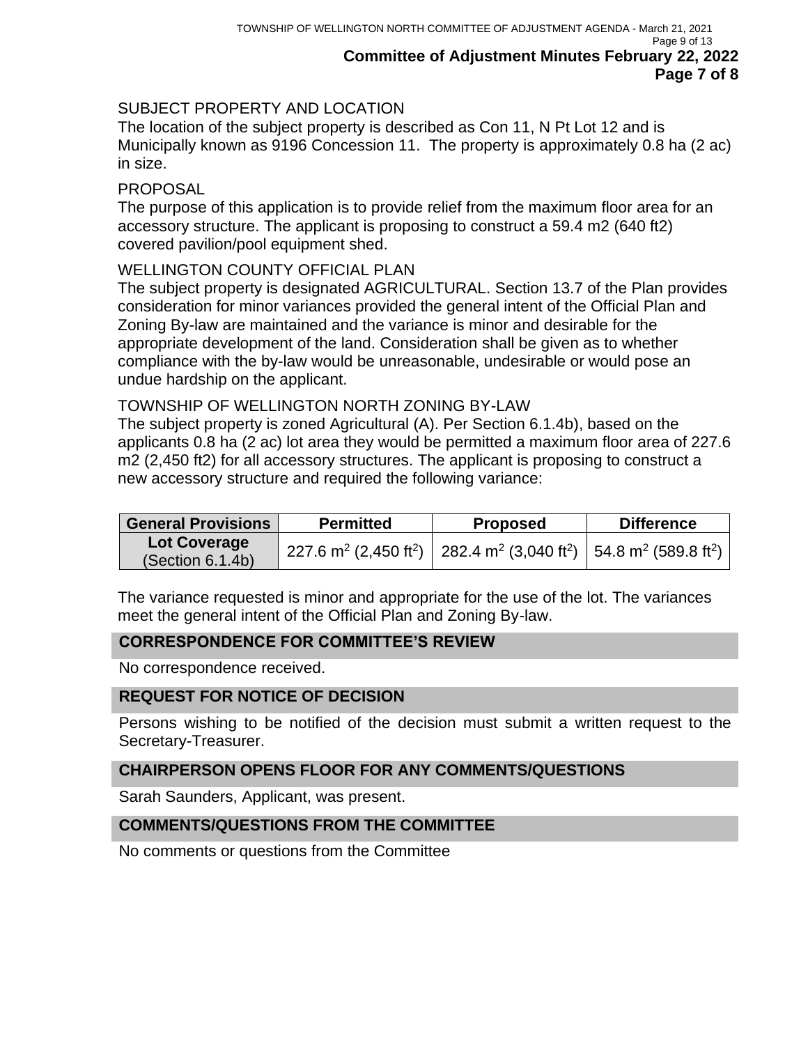SUBJECT PROPERTY AND LOCATION

The location of the subject property is described as Con 11, N Pt Lot 12 and is Municipally known as 9196 Concession 11. The property is approximately 0.8 ha (2 ac) in size.

PROPOSAL

The purpose of this application is to provide relief from the maximum floor area for an accessory structure. The applicant is proposing to construct a 59.4 m2 (640 ft2) covered pavilion/pool equipment shed.

WELLINGTON COUNTY OFFICIAL PLAN

The subject property is designated AGRICULTURAL. Section 13.7 of the Plan provides consideration for minor variances provided the general intent of the Official Plan and Zoning By-law are maintained and the variance is minor and desirable for the appropriate development of the land. Consideration shall be given as to whether compliance with the by-law would be unreasonable, undesirable or would pose an undue hardship on the applicant.

TOWNSHIP OF WELLINGTON NORTH ZONING BY-LAW

The subject property is zoned Agricultural (A). Per Section 6.1.4b), based on the applicants 0.8 ha (2 ac) lot area they would be permitted a maximum floor area of 227.6 m2 (2,450 ft2) for all accessory structures. The applicant is proposing to construct a new accessory structure and required the following variance:

| General Provisions | Permitted | Proposed | Difference |
|---|---|---|---|
| **Lot Coverage** (Section 6.1.4b) | 227.6 $m^2$ (2,450 $ft^2$) | 282.4 $m^2$ (3,040 $ft^2$) | 54.8 $m^2$ (589.8 $ft^2$) |

The variance requested is minor and appropriate for the use of the lot. The variances meet the general intent of the Official Plan and Zoning By-law.

## CORRESPONDENCE FOR COMMITTEE'S REVIEW

No correspondence received.

## REQUEST FOR NOTICE OF DECISION

Persons wishing to be notified of the decision must submit a written request to the Secretary-Treasurer.

## CHAIRPERSON OPENS FLOOR FOR ANY COMMENTS/QUESTIONS

Sarah Saunders, Applicant, was present.

## COMMENTS/QUESTIONS FROM THE COMMITTEE

No comments or questions from the Committee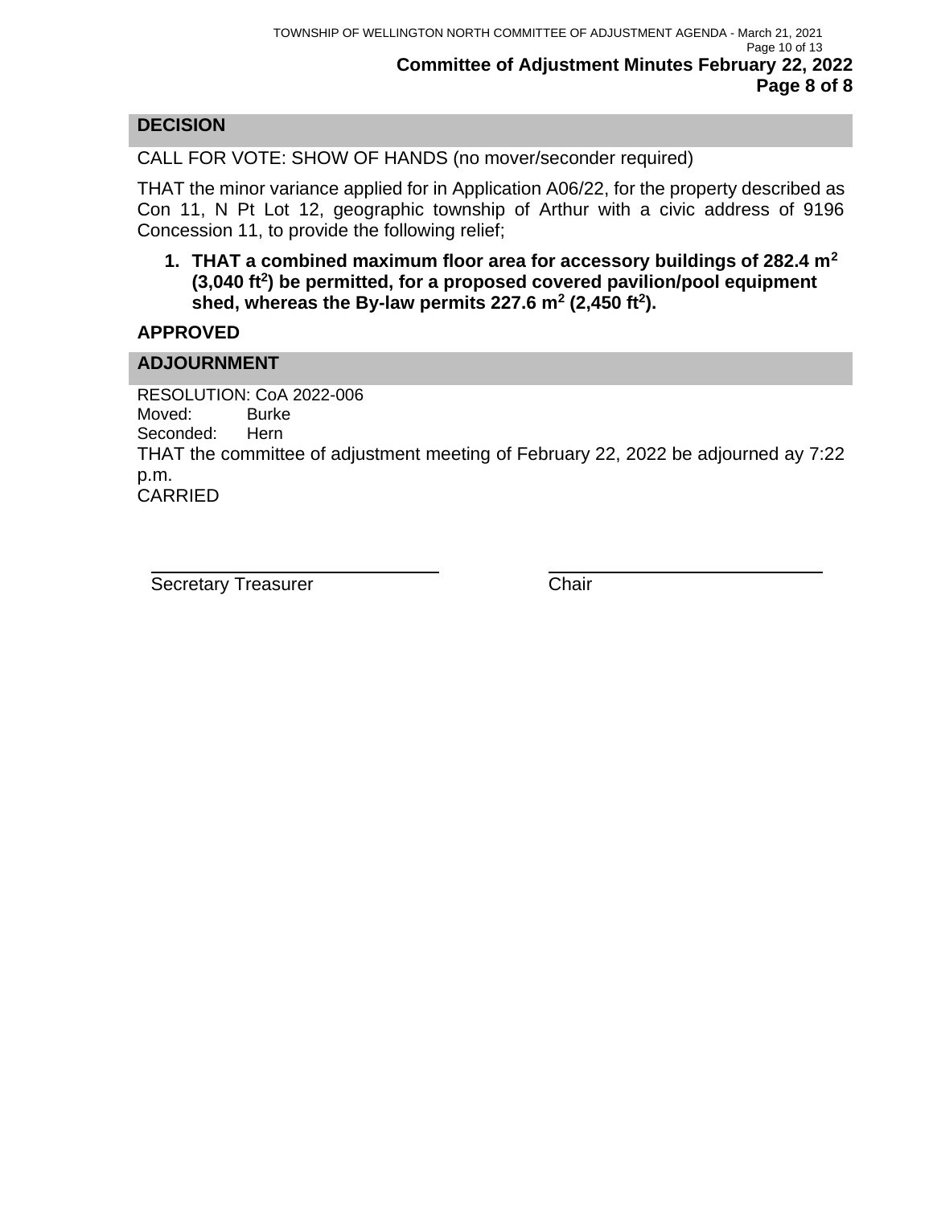## DECISION

CALL FOR VOTE: SHOW OF HANDS (no mover/seconder required)

THAT the minor variance applied for in Application A06/22, for the property described as Con 11, N Pt Lot 12, geographic township of Arthur with a civic address of 9196 Concession 11, to provide the following relief;

1. **THAT a combined maximum floor area for accessory buildings of 282.4 $m^2$ (3,040 $ft^2$) be permitted, for a proposed covered pavilion/pool equipment shed, whereas the By-law permits 227.6 $m^2$ (2,450 $ft^2$).**

**APPROVED**

## ADJOURNMENT

RESOLUTION: CoA 2022-006
Moved: Burke
Seconded: Hern
THAT the committee of adjustment meeting of February 22, 2022 be adjourned ay 7:22 p.m.
CARRIED

Secretary Treasurer

Chair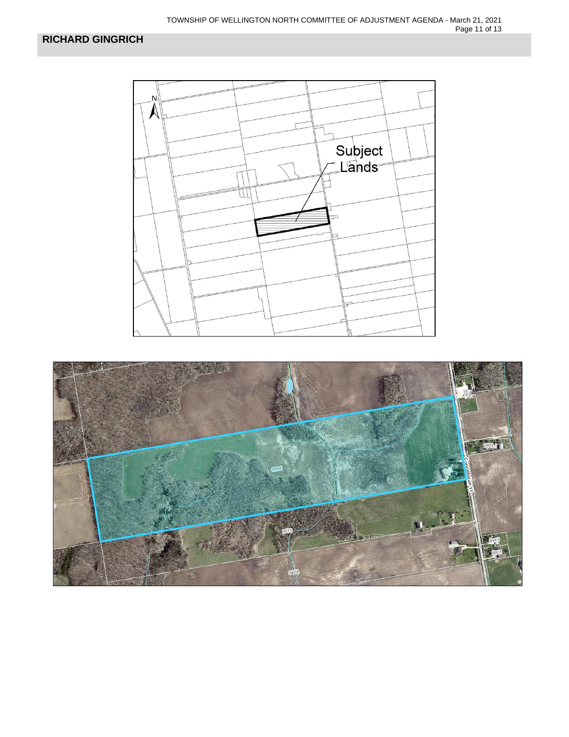# RICHARD GINGRICH

Subject Lands

Concession 11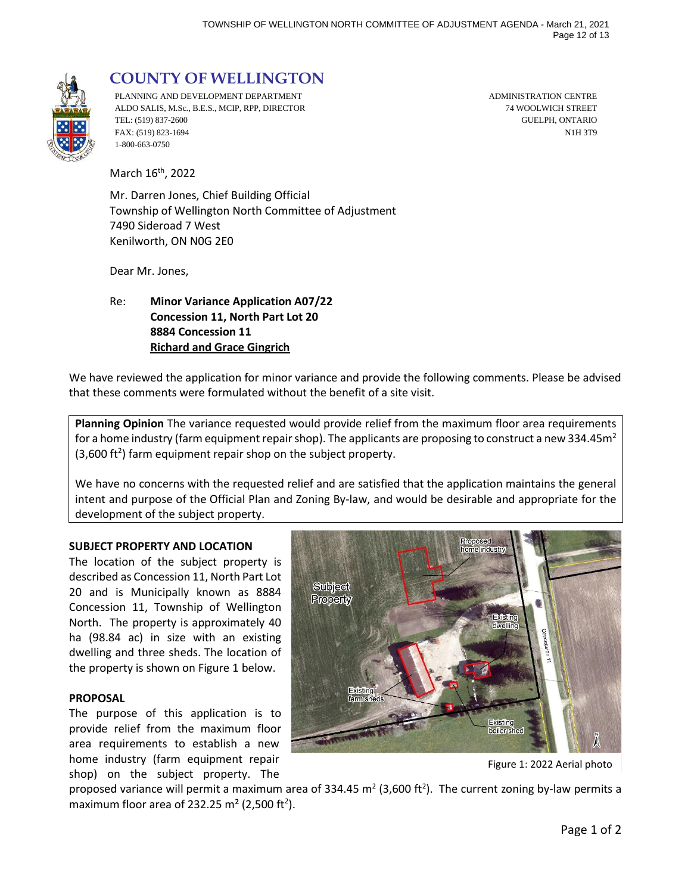# COUNTY OF WELLINGTON

PLANNING AND DEVELOPMENT DEPARTMENT
ALDO SALIS, M.Sc., B.E.S., MCIP, RPP, DIRECTOR
TEL: (519) 837-2600
FAX: (519) 823-1694
1-800-663-0750

ADMINISTRATION CENTRE
74 WOOLWICH STREET
GUELPH, ONTARIO
N1H 3T9

March 16th, 2022

Mr. Darren Jones, Chief Building Official
Township of Wellington North Committee of Adjustment
7490 Sideroad 7 West
Kenilworth, ON N0G 2E0

Dear Mr. Jones,

Re: **Minor Variance Application A07/22**
**Concession 11, North Part Lot 20**
**8884 Concession 11**
**Richard and Grace Gingrich**

We have reviewed the application for minor variance and provide the following comments. Please be advised that these comments were formulated without the benefit of a site visit.

**Planning Opinion** The variance requested would provide relief from the maximum floor area requirements for a home industry (farm equipment repair shop). The applicants are proposing to construct a new 334.45m² (3,600 ft²) farm equipment repair shop on the subject property.

We have no concerns with the requested relief and are satisfied that the application maintains the general intent and purpose of the Official Plan and Zoning By-law, and would be desirable and appropriate for the development of the subject property.

**SUBJECT PROPERTY AND LOCATION**

The location of the subject property is described as Concession 11, North Part Lot 20 and is Municipally known as 8884 Concession 11, Township of Wellington North. The property is approximately 40 ha (98.84 ac) in size with an existing dwelling and three sheds. The location of the property is shown on Figure 1 below.

Figure 1: 2022 Aerial photo

**PROPOSAL**

The purpose of this application is to provide relief from the maximum floor area requirements to establish a new home industry (farm equipment repair shop) on the subject property. The proposed variance will permit a maximum area of 334.45 m² (3,600 ft²). The current zoning by-law permits a maximum floor area of 232.25 m² (2,500 ft²).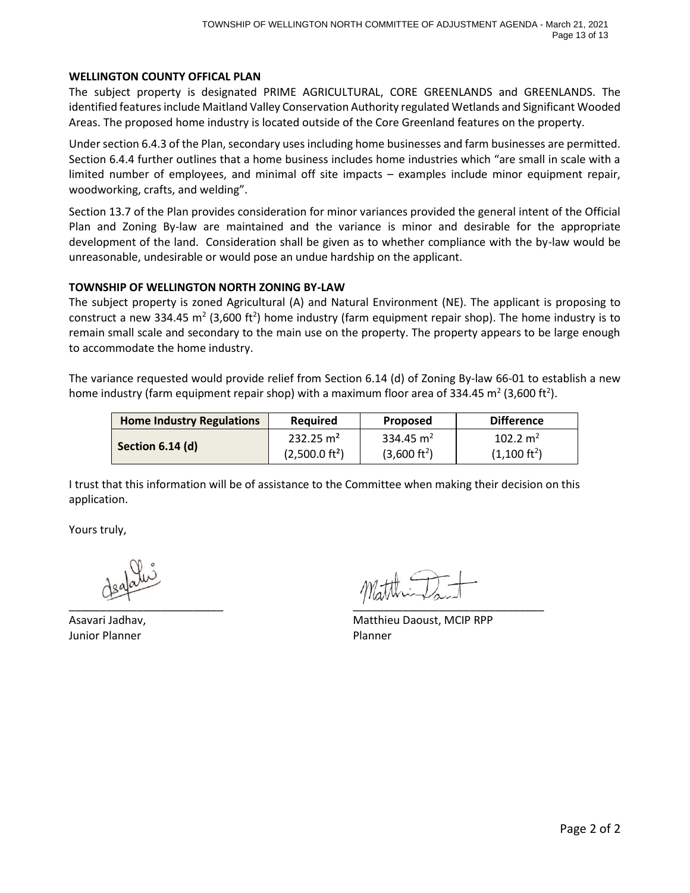**WELLINGTON COUNTY OFFICAL PLAN**

The subject property is designated PRIME AGRICULTURAL, CORE GREENLANDS and GREENLANDS. The identified features include Maitland Valley Conservation Authority regulated Wetlands and Significant Wooded Areas. The proposed home industry is located outside of the Core Greenland features on the property.

Under section 6.4.3 of the Plan, secondary uses including home businesses and farm businesses are permitted. Section 6.4.4 further outlines that a home business includes home industries which "are small in scale with a limited number of employees, and minimal off site impacts – examples include minor equipment repair, woodworking, crafts, and welding".

Section 13.7 of the Plan provides consideration for minor variances provided the general intent of the Official Plan and Zoning By-law are maintained and the variance is minor and desirable for the appropriate development of the land. Consideration shall be given as to whether compliance with the by-law would be unreasonable, undesirable or would pose an undue hardship on the applicant.

**TOWNSHIP OF WELLINGTON NORTH ZONING BY-LAW**

The subject property is zoned Agricultural (A) and Natural Environment (NE). The applicant is proposing to construct a new 334.45 $m^2$ (3,600 $ft^2$) home industry (farm equipment repair shop). The home industry is to remain small scale and secondary to the main use on the property. The property appears to be large enough to accommodate the home industry.

The variance requested would provide relief from Section 6.14 (d) of Zoning By-law 66-01 to establish a new home industry (farm equipment repair shop) with a maximum floor area of 334.45 $m^2$ (3,600 $ft^2$).

| Home Industry Regulations | Required | Proposed | Difference |
|---|---|---|---|
| **Section 6.14 (d)** | 232.25 $m^2$ (2,500.0 $ft^2$) | 334.45 $m^2$ (3,600 $ft^2$) | 102.2 $m^2$ (1,100 $ft^2$) |

I trust that this information will be of assistance to the Committee when making their decision on this application.

Yours truly,

Asavari Jadhav,
Junior Planner

Matthieu Daoust, MCIP RPP
Planner